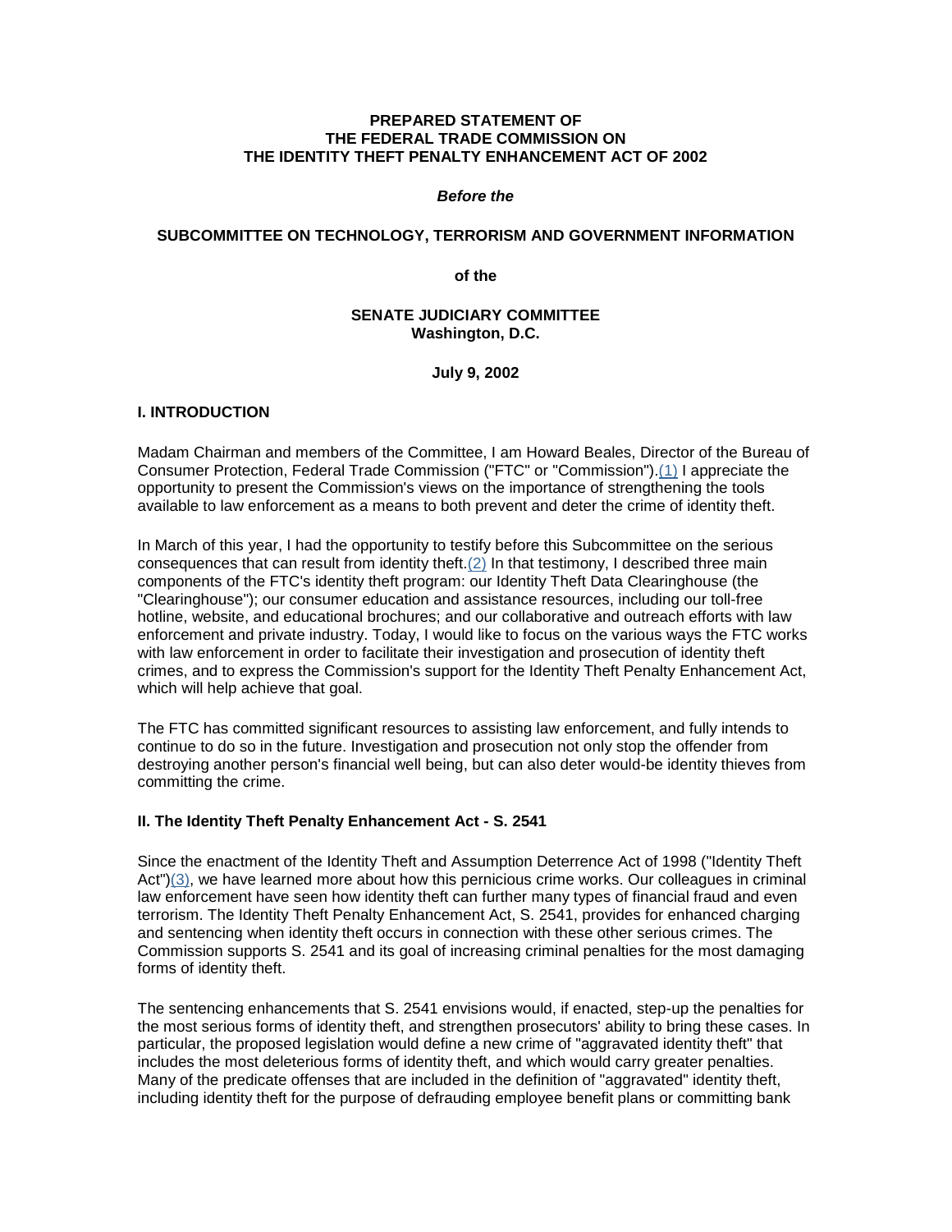**PREPARED STATEMENT OF**
**THE FEDERAL TRADE COMMISSION ON**
**THE IDENTITY THEFT PENALTY ENHANCEMENT ACT OF 2002**

***Before the***

**SUBCOMMITTEE ON TECHNOLOGY, TERRORISM AND GOVERNMENT INFORMATION**

**of the**

**SENATE JUDICIARY COMMITTEE**
**Washington, D.C.**

**July 9, 2002**

## I. INTRODUCTION

Madam Chairman and members of the Committee, I am Howard Beales, Director of the Bureau of Consumer Protection, Federal Trade Commission ("FTC" or "Commission").(1) I appreciate the opportunity to present the Commission's views on the importance of strengthening the tools available to law enforcement as a means to both prevent and deter the crime of identity theft.

In March of this year, I had the opportunity to testify before this Subcommittee on the serious consequences that can result from identity theft.(2) In that testimony, I described three main components of the FTC's identity theft program: our Identity Theft Data Clearinghouse (the "Clearinghouse"); our consumer education and assistance resources, including our toll-free hotline, website, and educational brochures; and our collaborative and outreach efforts with law enforcement and private industry. Today, I would like to focus on the various ways the FTC works with law enforcement in order to facilitate their investigation and prosecution of identity theft crimes, and to express the Commission's support for the Identity Theft Penalty Enhancement Act, which will help achieve that goal.

The FTC has committed significant resources to assisting law enforcement, and fully intends to continue to do so in the future. Investigation and prosecution not only stop the offender from destroying another person's financial well being, but can also deter would-be identity thieves from committing the crime.

## II. The Identity Theft Penalty Enhancement Act - S. 2541

Since the enactment of the Identity Theft and Assumption Deterrence Act of 1998 ("Identity Theft Act")(3), we have learned more about how this pernicious crime works. Our colleagues in criminal law enforcement have seen how identity theft can further many types of financial fraud and even terrorism. The Identity Theft Penalty Enhancement Act, S. 2541, provides for enhanced charging and sentencing when identity theft occurs in connection with these other serious crimes. The Commission supports S. 2541 and its goal of increasing criminal penalties for the most damaging forms of identity theft.

The sentencing enhancements that S. 2541 envisions would, if enacted, step-up the penalties for the most serious forms of identity theft, and strengthen prosecutors' ability to bring these cases. In particular, the proposed legislation would define a new crime of "aggravated identity theft" that includes the most deleterious forms of identity theft, and which would carry greater penalties. Many of the predicate offenses that are included in the definition of "aggravated" identity theft, including identity theft for the purpose of defrauding employee benefit plans or committing bank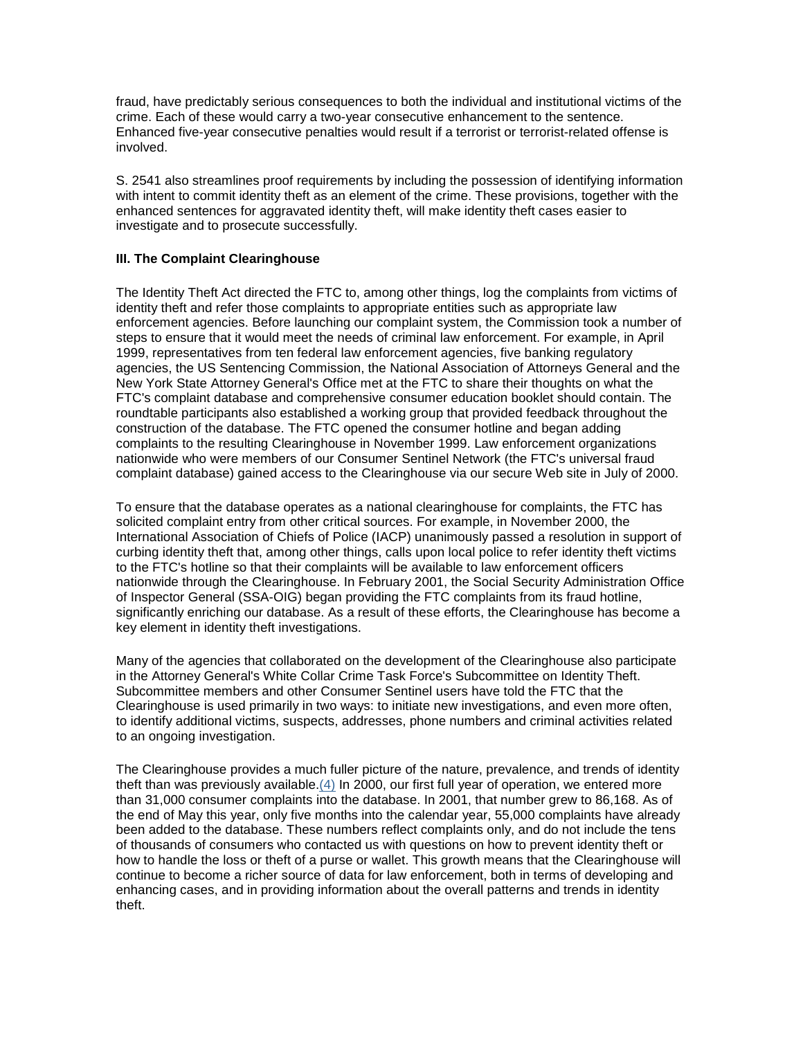fraud, have predictably serious consequences to both the individual and institutional victims of the crime. Each of these would carry a two-year consecutive enhancement to the sentence. Enhanced five-year consecutive penalties would result if a terrorist or terrorist-related offense is involved.

S. 2541 also streamlines proof requirements by including the possession of identifying information with intent to commit identity theft as an element of the crime. These provisions, together with the enhanced sentences for aggravated identity theft, will make identity theft cases easier to investigate and to prosecute successfully.

**III. The Complaint Clearinghouse**

The Identity Theft Act directed the FTC to, among other things, log the complaints from victims of identity theft and refer those complaints to appropriate entities such as appropriate law enforcement agencies. Before launching our complaint system, the Commission took a number of steps to ensure that it would meet the needs of criminal law enforcement. For example, in April 1999, representatives from ten federal law enforcement agencies, five banking regulatory agencies, the US Sentencing Commission, the National Association of Attorneys General and the New York State Attorney General's Office met at the FTC to share their thoughts on what the FTC's complaint database and comprehensive consumer education booklet should contain. The roundtable participants also established a working group that provided feedback throughout the construction of the database. The FTC opened the consumer hotline and began adding complaints to the resulting Clearinghouse in November 1999. Law enforcement organizations nationwide who were members of our Consumer Sentinel Network (the FTC's universal fraud complaint database) gained access to the Clearinghouse via our secure Web site in July of 2000.

To ensure that the database operates as a national clearinghouse for complaints, the FTC has solicited complaint entry from other critical sources. For example, in November 2000, the International Association of Chiefs of Police (IACP) unanimously passed a resolution in support of curbing identity theft that, among other things, calls upon local police to refer identity theft victims to the FTC's hotline so that their complaints will be available to law enforcement officers nationwide through the Clearinghouse. In February 2001, the Social Security Administration Office of Inspector General (SSA-OIG) began providing the FTC complaints from its fraud hotline, significantly enriching our database. As a result of these efforts, the Clearinghouse has become a key element in identity theft investigations.

Many of the agencies that collaborated on the development of the Clearinghouse also participate in the Attorney General's White Collar Crime Task Force's Subcommittee on Identity Theft. Subcommittee members and other Consumer Sentinel users have told the FTC that the Clearinghouse is used primarily in two ways: to initiate new investigations, and even more often, to identify additional victims, suspects, addresses, phone numbers and criminal activities related to an ongoing investigation.

The Clearinghouse provides a much fuller picture of the nature, prevalence, and trends of identity theft than was previously available.(4) In 2000, our first full year of operation, we entered more than 31,000 consumer complaints into the database. In 2001, that number grew to 86,168. As of the end of May this year, only five months into the calendar year, 55,000 complaints have already been added to the database. These numbers reflect complaints only, and do not include the tens of thousands of consumers who contacted us with questions on how to prevent identity theft or how to handle the loss or theft of a purse or wallet. This growth means that the Clearinghouse will continue to become a richer source of data for law enforcement, both in terms of developing and enhancing cases, and in providing information about the overall patterns and trends in identity theft.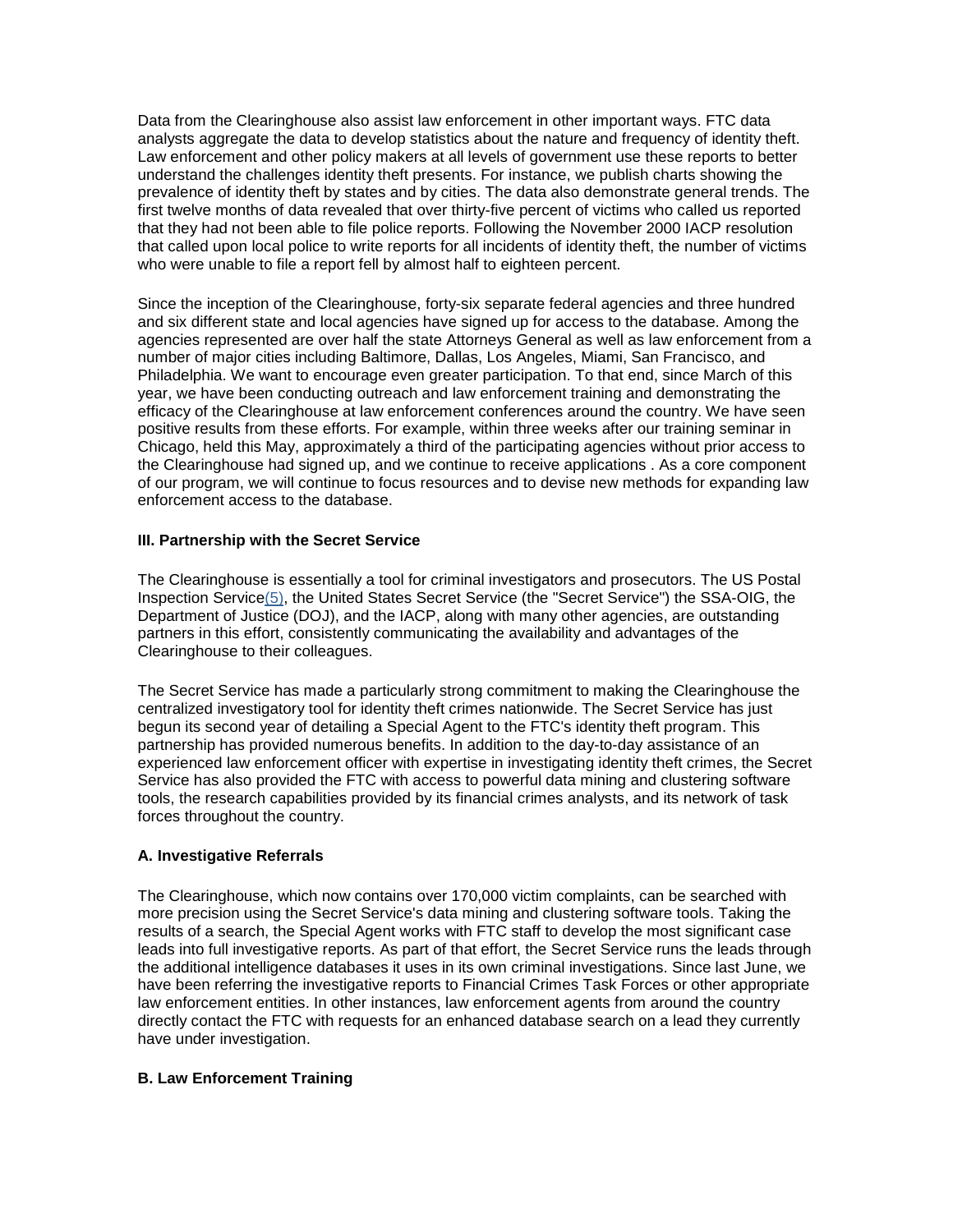Data from the Clearinghouse also assist law enforcement in other important ways. FTC data analysts aggregate the data to develop statistics about the nature and frequency of identity theft. Law enforcement and other policy makers at all levels of government use these reports to better understand the challenges identity theft presents. For instance, we publish charts showing the prevalence of identity theft by states and by cities. The data also demonstrate general trends. The first twelve months of data revealed that over thirty-five percent of victims who called us reported that they had not been able to file police reports. Following the November 2000 IACP resolution that called upon local police to write reports for all incidents of identity theft, the number of victims who were unable to file a report fell by almost half to eighteen percent.

Since the inception of the Clearinghouse, forty-six separate federal agencies and three hundred and six different state and local agencies have signed up for access to the database. Among the agencies represented are over half the state Attorneys General as well as law enforcement from a number of major cities including Baltimore, Dallas, Los Angeles, Miami, San Francisco, and Philadelphia. We want to encourage even greater participation. To that end, since March of this year, we have been conducting outreach and law enforcement training and demonstrating the efficacy of the Clearinghouse at law enforcement conferences around the country. We have seen positive results from these efforts. For example, within three weeks after our training seminar in Chicago, held this May, approximately a third of the participating agencies without prior access to the Clearinghouse had signed up, and we continue to receive applications . As a core component of our program, we will continue to focus resources and to devise new methods for expanding law enforcement access to the database.

### III. Partnership with the Secret Service

The Clearinghouse is essentially a tool for criminal investigators and prosecutors. The US Postal Inspection Service(5), the United States Secret Service (the "Secret Service") the SSA-OIG, the Department of Justice (DOJ), and the IACP, along with many other agencies, are outstanding partners in this effort, consistently communicating the availability and advantages of the Clearinghouse to their colleagues.

The Secret Service has made a particularly strong commitment to making the Clearinghouse the centralized investigatory tool for identity theft crimes nationwide. The Secret Service has just begun its second year of detailing a Special Agent to the FTC's identity theft program. This partnership has provided numerous benefits. In addition to the day-to-day assistance of an experienced law enforcement officer with expertise in investigating identity theft crimes, the Secret Service has also provided the FTC with access to powerful data mining and clustering software tools, the research capabilities provided by its financial crimes analysts, and its network of task forces throughout the country.

#### A. Investigative Referrals

The Clearinghouse, which now contains over 170,000 victim complaints, can be searched with more precision using the Secret Service's data mining and clustering software tools. Taking the results of a search, the Special Agent works with FTC staff to develop the most significant case leads into full investigative reports. As part of that effort, the Secret Service runs the leads through the additional intelligence databases it uses in its own criminal investigations. Since last June, we have been referring the investigative reports to Financial Crimes Task Forces or other appropriate law enforcement entities. In other instances, law enforcement agents from around the country directly contact the FTC with requests for an enhanced database search on a lead they currently have under investigation.

#### B. Law Enforcement Training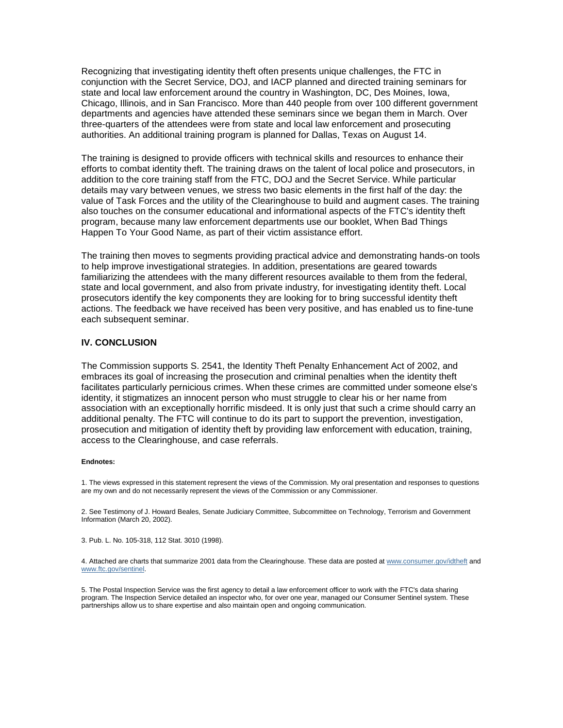Recognizing that investigating identity theft often presents unique challenges, the FTC in conjunction with the Secret Service, DOJ, and IACP planned and directed training seminars for state and local law enforcement around the country in Washington, DC, Des Moines, Iowa, Chicago, Illinois, and in San Francisco. More than 440 people from over 100 different government departments and agencies have attended these seminars since we began them in March. Over three-quarters of the attendees were from state and local law enforcement and prosecuting authorities. An additional training program is planned for Dallas, Texas on August 14.

The training is designed to provide officers with technical skills and resources to enhance their efforts to combat identity theft. The training draws on the talent of local police and prosecutors, in addition to the core training staff from the FTC, DOJ and the Secret Service. While particular details may vary between venues, we stress two basic elements in the first half of the day: the value of Task Forces and the utility of the Clearinghouse to build and augment cases. The training also touches on the consumer educational and informational aspects of the FTC's identity theft program, because many law enforcement departments use our booklet, When Bad Things Happen To Your Good Name, as part of their victim assistance effort.

The training then moves to segments providing practical advice and demonstrating hands-on tools to help improve investigational strategies. In addition, presentations are geared towards familiarizing the attendees with the many different resources available to them from the federal, state and local government, and also from private industry, for investigating identity theft. Local prosecutors identify the key components they are looking for to bring successful identity theft actions. The feedback we have received has been very positive, and has enabled us to fine-tune each subsequent seminar.

### IV. CONCLUSION

The Commission supports S. 2541, the Identity Theft Penalty Enhancement Act of 2002, and embraces its goal of increasing the prosecution and criminal penalties when the identity theft facilitates particularly pernicious crimes. When these crimes are committed under someone else's identity, it stigmatizes an innocent person who must struggle to clear his or her name from association with an exceptionally horrific misdeed. It is only just that such a crime should carry an additional penalty. The FTC will continue to do its part to support the prevention, investigation, prosecution and mitigation of identity theft by providing law enforcement with education, training, access to the Clearinghouse, and case referrals.

**Endnotes:**

1. The views expressed in this statement represent the views of the Commission. My oral presentation and responses to questions are my own and do not necessarily represent the views of the Commission or any Commissioner.

2. See Testimony of J. Howard Beales, Senate Judiciary Committee, Subcommittee on Technology, Terrorism and Government Information (March 20, 2002).

3. Pub. L. No. 105-318, 112 Stat. 3010 (1998).

4. Attached are charts that summarize 2001 data from the Clearinghouse. These data are posted at www.consumer.gov/idtheft and www.ftc.gov/sentinel.

5. The Postal Inspection Service was the first agency to detail a law enforcement officer to work with the FTC's data sharing program. The Inspection Service detailed an inspector who, for over one year, managed our Consumer Sentinel system. These partnerships allow us to share expertise and also maintain open and ongoing communication.